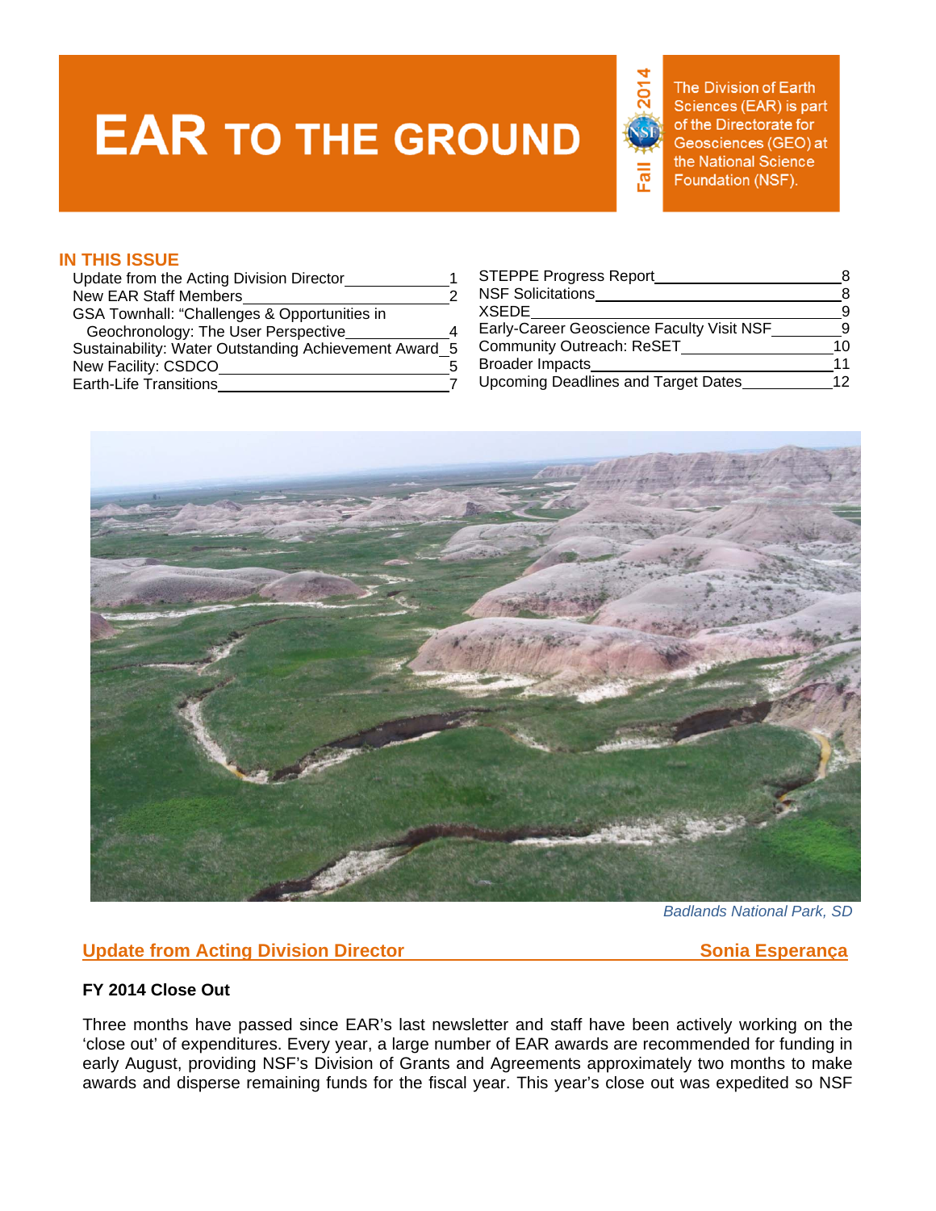# EAR TO THE GROUND

Fall 2014

The Division of Earth Sciences (EAR) is part of the Directorate for Geosciences (GEO) at the National Science Foundation (NSF).

## IN THIS ISSUE

- Update from the Acting Division Director — 1
- New EAR Staff Members — 2
- GSA Townhall: "Challenges & Opportunities in Geochronology: The User Perspective — 4
- Sustainability: Water Outstanding Achievement Award — 5
- New Facility: CSDCO — 5
- Earth-Life Transitions — 7
- STEPPE Progress Report — 8
- NSF Solicitations — 8
- XSEDE — 9
- Early-Career Geoscience Faculty Visit NSF — 9
- Community Outreach: ReSET — 10
- Broader Impacts — 11
- Upcoming Deadlines and Target Dates — 12

*Badlands National Park, SD*

## Update from Acting Division Director — Sonia Esperança

### FY 2014 Close Out

Three months have passed since EAR's last newsletter and staff have been actively working on the 'close out' of expenditures. Every year, a large number of EAR awards are recommended for funding in early August, providing NSF's Division of Grants and Agreements approximately two months to make awards and disperse remaining funds for the fiscal year. This year's close out was expedited so NSF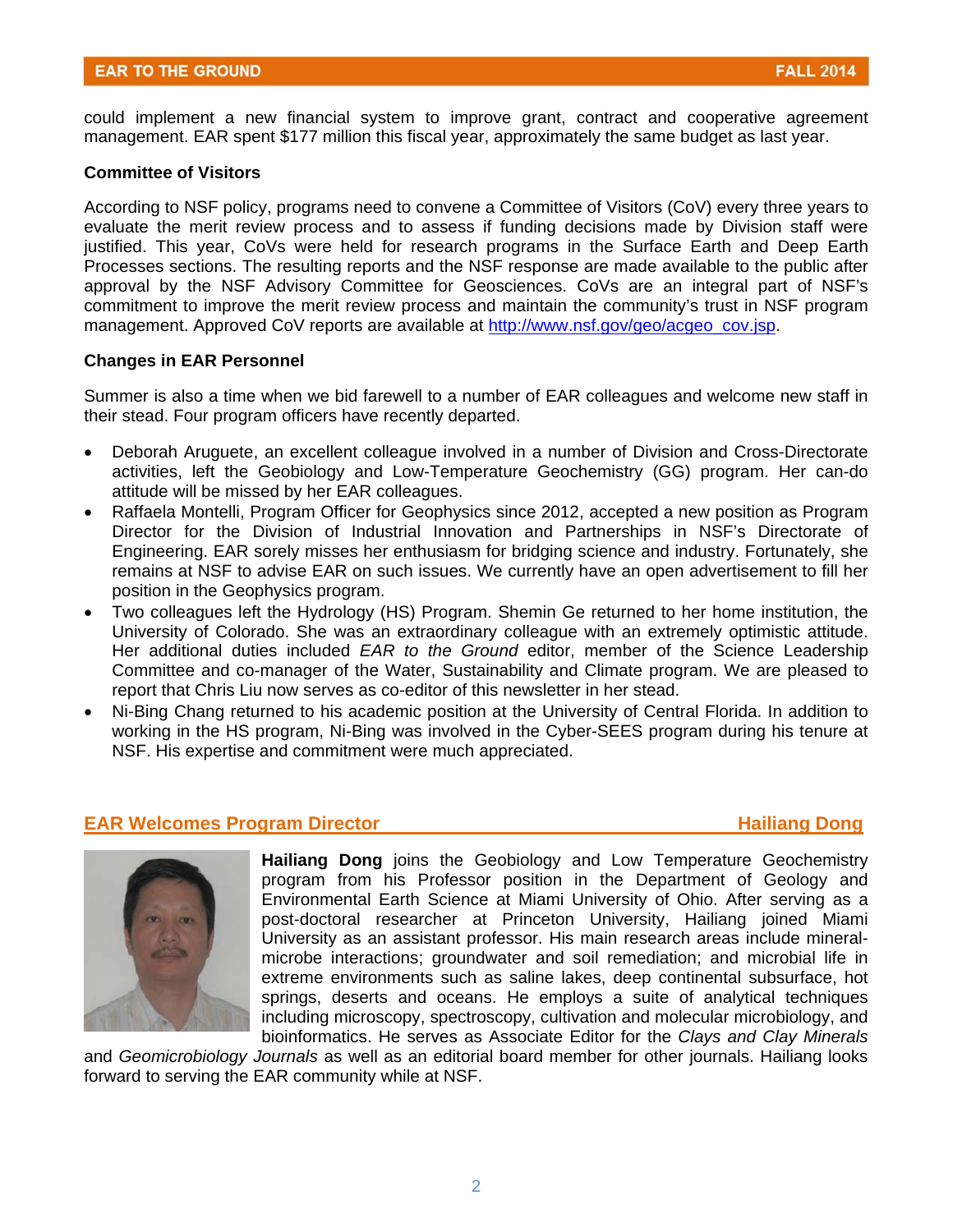could implement a new financial system to improve grant, contract and cooperative agreement management. EAR spent $177 million this fiscal year, approximately the same budget as last year.

**Committee of Visitors**

According to NSF policy, programs need to convene a Committee of Visitors (CoV) every three years to evaluate the merit review process and to assess if funding decisions made by Division staff were justified. This year, CoVs were held for research programs in the Surface Earth and Deep Earth Processes sections. The resulting reports and the NSF response are made available to the public after approval by the NSF Advisory Committee for Geosciences. CoVs are an integral part of NSF's commitment to improve the merit review process and maintain the community's trust in NSF program management. Approved CoV reports are available at [http://www.nsf.gov/geo/acgeo_cov.jsp](http://www.nsf.gov/geo/acgeo_cov.jsp).

**Changes in EAR Personnel**

Summer is also a time when we bid farewell to a number of EAR colleagues and welcome new staff in their stead. Four program officers have recently departed.

- Deborah Aruguete, an excellent colleague involved in a number of Division and Cross-Directorate activities, left the Geobiology and Low-Temperature Geochemistry (GG) program. Her can-do attitude will be missed by her EAR colleagues.
- Raffaela Montelli, Program Officer for Geophysics since 2012, accepted a new position as Program Director for the Division of Industrial Innovation and Partnerships in NSF's Directorate of Engineering. EAR sorely misses her enthusiasm for bridging science and industry. Fortunately, she remains at NSF to advise EAR on such issues. We currently have an open advertisement to fill her position in the Geophysics program.
- Two colleagues left the Hydrology (HS) Program. Shemin Ge returned to her home institution, the University of Colorado. She was an extraordinary colleague with an extremely optimistic attitude. Her additional duties included *EAR to the Ground* editor, member of the Science Leadership Committee and co-manager of the Water, Sustainability and Climate program. We are pleased to report that Chris Liu now serves as co-editor of this newsletter in her stead.
- Ni-Bing Chang returned to his academic position at the University of Central Florida. In addition to working in the HS program, Ni-Bing was involved in the Cyber-SEES program during his tenure at NSF. His expertise and commitment were much appreciated.

## EAR Welcomes Program Director Hailiang Dong

**Hailiang Dong** joins the Geobiology and Low Temperature Geochemistry program from his Professor position in the Department of Geology and Environmental Earth Science at Miami University of Ohio. After serving as a post-doctoral researcher at Princeton University, Hailiang joined Miami University as an assistant professor. His main research areas include mineral-microbe interactions; groundwater and soil remediation; and microbial life in extreme environments such as saline lakes, deep continental subsurface, hot springs, deserts and oceans. He employs a suite of analytical techniques including microscopy, spectroscopy, cultivation and molecular microbiology, and bioinformatics. He serves as Associate Editor for the *Clays and Clay Minerals* and *Geomicrobiology Journals* as well as an editorial board member for other journals. Hailiang looks forward to serving the EAR community while at NSF.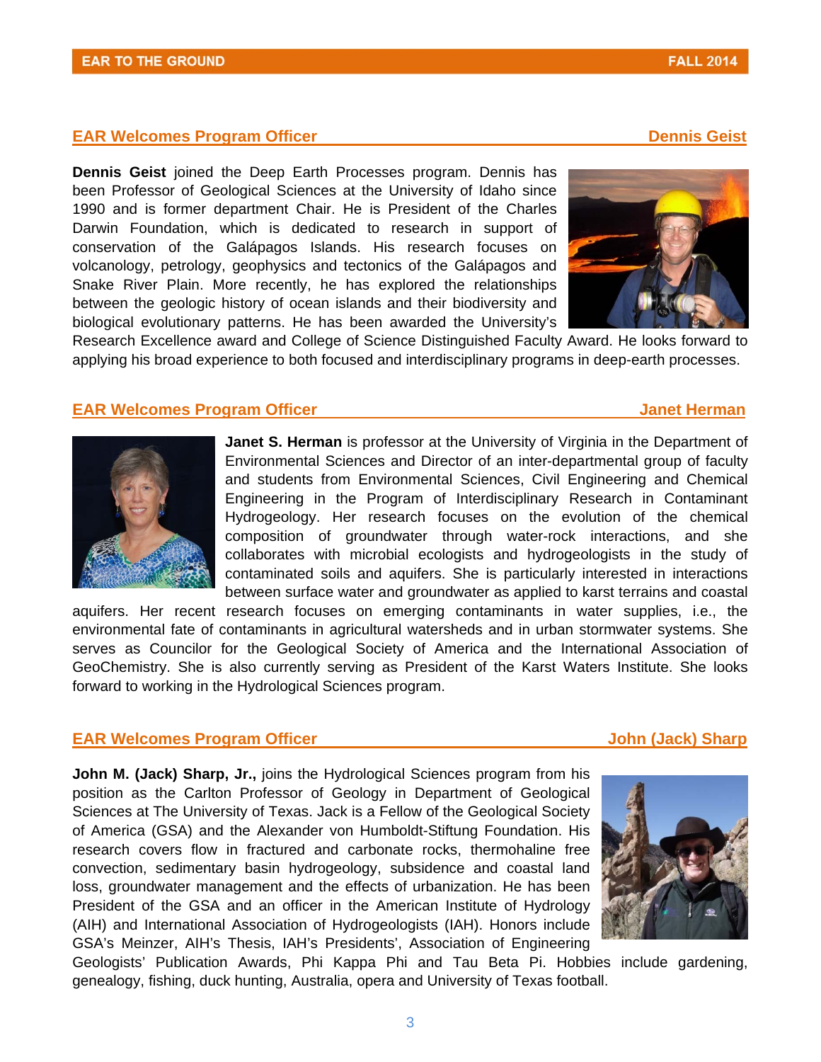## EAR Welcomes Program Officer — Dennis Geist

**Dennis Geist** joined the Deep Earth Processes program. Dennis has been Professor of Geological Sciences at the University of Idaho since 1990 and is former department Chair. He is President of the Charles Darwin Foundation, which is dedicated to research in support of conservation of the Galápagos Islands. His research focuses on volcanology, petrology, geophysics and tectonics of the Galápagos and Snake River Plain. More recently, he has explored the relationships between the geologic history of ocean islands and their biodiversity and biological evolutionary patterns. He has been awarded the University's Research Excellence award and College of Science Distinguished Faculty Award. He looks forward to applying his broad experience to both focused and interdisciplinary programs in deep-earth processes.

## EAR Welcomes Program Officer — Janet Herman

**Janet S. Herman** is professor at the University of Virginia in the Department of Environmental Sciences and Director of an inter-departmental group of faculty and students from Environmental Sciences, Civil Engineering and Chemical Engineering in the Program of Interdisciplinary Research in Contaminant Hydrogeology. Her research focuses on the evolution of the chemical composition of groundwater through water-rock interactions, and she collaborates with microbial ecologists and hydrogeologists in the study of contaminated soils and aquifers. She is particularly interested in interactions between surface water and groundwater as applied to karst terrains and coastal aquifers. Her recent research focuses on emerging contaminants in water supplies, i.e., the environmental fate of contaminants in agricultural watersheds and in urban stormwater systems. She serves as Councilor for the Geological Society of America and the International Association of GeoChemistry. She is also currently serving as President of the Karst Waters Institute. She looks forward to working in the Hydrological Sciences program.

## EAR Welcomes Program Officer — John (Jack) Sharp

**John M. (Jack) Sharp, Jr.,** joins the Hydrological Sciences program from his position as the Carlton Professor of Geology in Department of Geological Sciences at The University of Texas. Jack is a Fellow of the Geological Society of America (GSA) and the Alexander von Humboldt-Stiftung Foundation. His research covers flow in fractured and carbonate rocks, thermohaline free convection, sedimentary basin hydrogeology, subsidence and coastal land loss, groundwater management and the effects of urbanization. He has been President of the GSA and an officer in the American Institute of Hydrology (AIH) and International Association of Hydrogeologists (IAH). Honors include GSA's Meinzer, AIH's Thesis, IAH's Presidents', Association of Engineering Geologists' Publication Awards, Phi Kappa Phi and Tau Beta Pi. Hobbies include gardening, genealogy, fishing, duck hunting, Australia, opera and University of Texas football.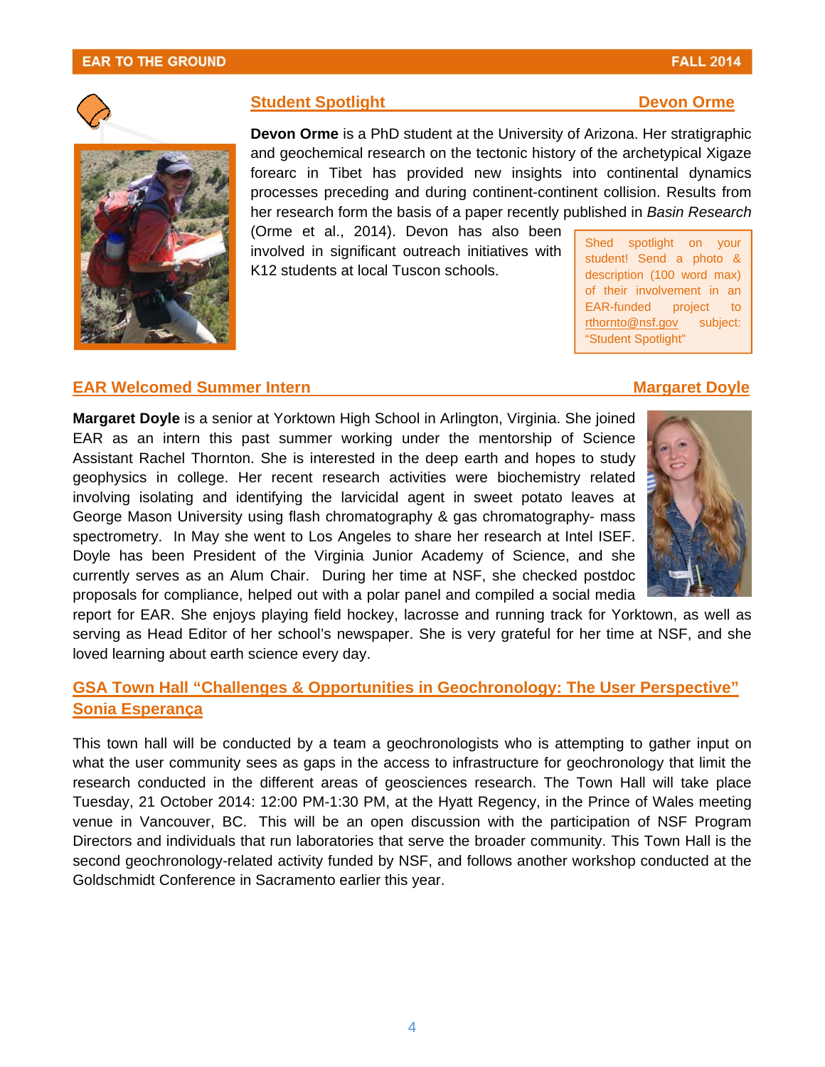## Student Spotlight — Devon Orme

**Devon Orme** is a PhD student at the University of Arizona. Her stratigraphic and geochemical research on the tectonic history of the archetypical Xigaze forearc in Tibet has provided new insights into continental dynamics processes preceding and during continent-continent collision. Results from her research form the basis of a paper recently published in *Basin Research* (Orme et al., 2014). Devon has also been involved in significant outreach initiatives with K12 students at local Tuscon schools.

> Shed spotlight on your student! Send a photo & description (100 word max) of their involvement in an EAR-funded project to rthornto@nsf.gov subject: "Student Spotlight"

## EAR Welcomed Summer Intern — Margaret Doyle

**Margaret Doyle** is a senior at Yorktown High School in Arlington, Virginia. She joined EAR as an intern this past summer working under the mentorship of Science Assistant Rachel Thornton. She is interested in the deep earth and hopes to study geophysics in college. Her recent research activities were biochemistry related involving isolating and identifying the larvicidal agent in sweet potato leaves at George Mason University using flash chromatography & gas chromatography- mass spectrometry. In May she went to Los Angeles to share her research at Intel ISEF. Doyle has been President of the Virginia Junior Academy of Science, and she currently serves as an Alum Chair. During her time at NSF, she checked postdoc proposals for compliance, helped out with a polar panel and compiled a social media report for EAR. She enjoys playing field hockey, lacrosse and running track for Yorktown, as well as serving as Head Editor of her school's newspaper. She is very grateful for her time at NSF, and she loved learning about earth science every day.

## GSA Town Hall "Challenges & Opportunities in Geochronology: The User Perspective" — Sonia Esperança

This town hall will be conducted by a team a geochronologists who is attempting to gather input on what the user community sees as gaps in the access to infrastructure for geochronology that limit the research conducted in the different areas of geosciences research. The Town Hall will take place Tuesday, 21 October 2014: 12:00 PM-1:30 PM, at the Hyatt Regency, in the Prince of Wales meeting venue in Vancouver, BC. This will be an open discussion with the participation of NSF Program Directors and individuals that run laboratories that serve the broader community. This Town Hall is the second geochronology-related activity funded by NSF, and follows another workshop conducted at the Goldschmidt Conference in Sacramento earlier this year.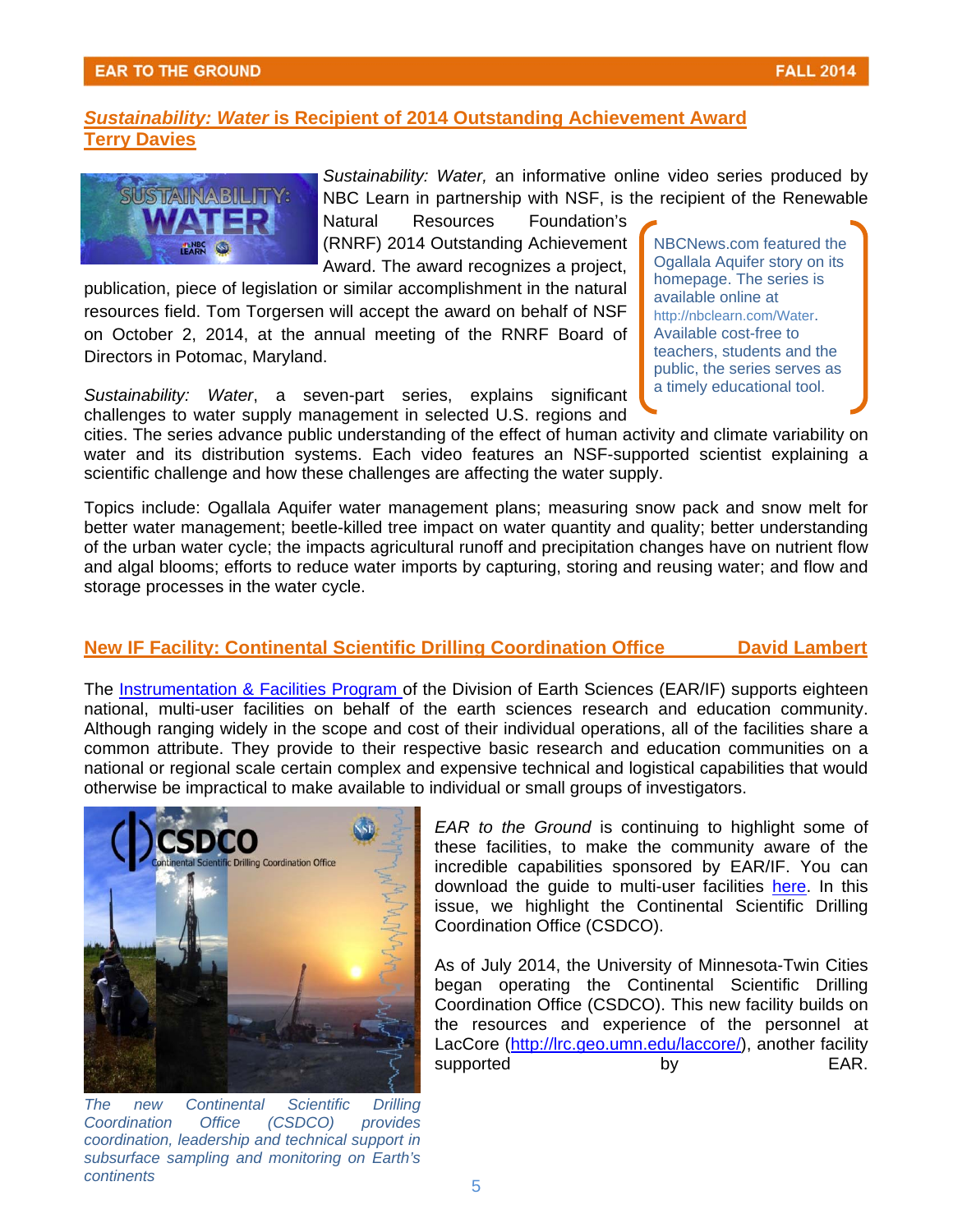## *Sustainability: Water* is Recipient of 2014 Outstanding Achievement Award
**Terry Davies**

*Sustainability: Water,* an informative online video series produced by NBC Learn in partnership with NSF, is the recipient of the Renewable Natural Resources Foundation's (RNRF) 2014 Outstanding Achievement Award. The award recognizes a project, publication, piece of legislation or similar accomplishment in the natural resources field. Tom Torgersen will accept the award on behalf of NSF on October 2, 2014, at the annual meeting of the RNRF Board of Directors in Potomac, Maryland.

> NBCNews.com featured the Ogallala Aquifer story on its homepage. The series is available online at http://nbclearn.com/Water. Available cost-free to teachers, students and the public, the series serves as a timely educational tool.

*Sustainability: Water*, a seven-part series, explains significant challenges to water supply management in selected U.S. regions and cities. The series advance public understanding of the effect of human activity and climate variability on water and its distribution systems. Each video features an NSF-supported scientist explaining a scientific challenge and how these challenges are affecting the water supply.

Topics include: Ogallala Aquifer water management plans; measuring snow pack and snow melt for better water management; beetle-killed tree impact on water quantity and quality; better understanding of the urban water cycle; the impacts agricultural runoff and precipitation changes have on nutrient flow and algal blooms; efforts to reduce water imports by capturing, storing and reusing water; and flow and storage processes in the water cycle.

## New IF Facility: Continental Scientific Drilling Coordination Office
**David Lambert**

The Instrumentation & Facilities Program of the Division of Earth Sciences (EAR/IF) supports eighteen national, multi-user facilities on behalf of the earth sciences research and education community. Although ranging widely in the scope and cost of their individual operations, all of the facilities share a common attribute. They provide to their respective basic research and education communities on a national or regional scale certain complex and expensive technical and logistical capabilities that would otherwise be impractical to make available to individual or small groups of investigators.

*The new Continental Scientific Drilling Coordination Office (CSDCO) provides coordination, leadership and technical support in subsurface sampling and monitoring on Earth's continents*

*EAR to the Ground* is continuing to highlight some of these facilities, to make the community aware of the incredible capabilities sponsored by EAR/IF. You can download the guide to multi-user facilities here. In this issue, we highlight the Continental Scientific Drilling Coordination Office (CSDCO).

As of July 2014, the University of Minnesota-Twin Cities began operating the Continental Scientific Drilling Coordination Office (CSDCO). This new facility builds on the resources and experience of the personnel at LacCore (http://lrc.geo.umn.edu/laccore/), another facility supported by EAR.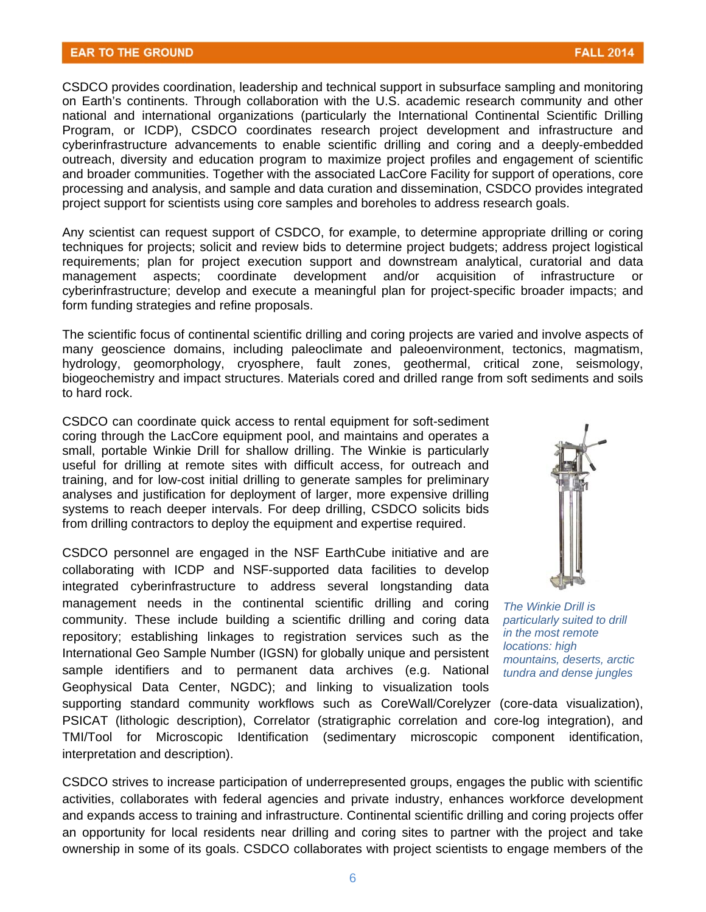CSDCO provides coordination, leadership and technical support in subsurface sampling and monitoring on Earth's continents. Through collaboration with the U.S. academic research community and other national and international organizations (particularly the International Continental Scientific Drilling Program, or ICDP), CSDCO coordinates research project development and infrastructure and cyberinfrastructure advancements to enable scientific drilling and coring and a deeply-embedded outreach, diversity and education program to maximize project profiles and engagement of scientific and broader communities. Together with the associated LacCore Facility for support of operations, core processing and analysis, and sample and data curation and dissemination, CSDCO provides integrated project support for scientists using core samples and boreholes to address research goals.

Any scientist can request support of CSDCO, for example, to determine appropriate drilling or coring techniques for projects; solicit and review bids to determine project budgets; address project logistical requirements; plan for project execution support and downstream analytical, curatorial and data management aspects; coordinate development and/or acquisition of infrastructure or cyberinfrastructure; develop and execute a meaningful plan for project-specific broader impacts; and form funding strategies and refine proposals.

The scientific focus of continental scientific drilling and coring projects are varied and involve aspects of many geoscience domains, including paleoclimate and paleoenvironment, tectonics, magmatism, hydrology, geomorphology, cryosphere, fault zones, geothermal, critical zone, seismology, biogeochemistry and impact structures. Materials cored and drilled range from soft sediments and soils to hard rock.

CSDCO can coordinate quick access to rental equipment for soft-sediment coring through the LacCore equipment pool, and maintains and operates a small, portable Winkie Drill for shallow drilling. The Winkie is particularly useful for drilling at remote sites with difficult access, for outreach and training, and for low-cost initial drilling to generate samples for preliminary analyses and justification for deployment of larger, more expensive drilling systems to reach deeper intervals. For deep drilling, CSDCO solicits bids from drilling contractors to deploy the equipment and expertise required.

*The Winkie Drill is particularly suited to drill in the most remote locations: high mountains, deserts, arctic tundra and dense jungles*

CSDCO personnel are engaged in the NSF EarthCube initiative and are collaborating with ICDP and NSF-supported data facilities to develop integrated cyberinfrastructure to address several longstanding data management needs in the continental scientific drilling and coring community. These include building a scientific drilling and coring data repository; establishing linkages to registration services such as the International Geo Sample Number (IGSN) for globally unique and persistent sample identifiers and to permanent data archives (e.g. National Geophysical Data Center, NGDC); and linking to visualization tools supporting standard community workflows such as CoreWall/Corelyzer (core-data visualization), PSICAT (lithologic description), Correlator (stratigraphic correlation and core-log integration), and TMI/Tool for Microscopic Identification (sedimentary microscopic component identification, interpretation and description).

CSDCO strives to increase participation of underrepresented groups, engages the public with scientific activities, collaborates with federal agencies and private industry, enhances workforce development and expands access to training and infrastructure. Continental scientific drilling and coring projects offer an opportunity for local residents near drilling and coring sites to partner with the project and take ownership in some of its goals. CSDCO collaborates with project scientists to engage members of the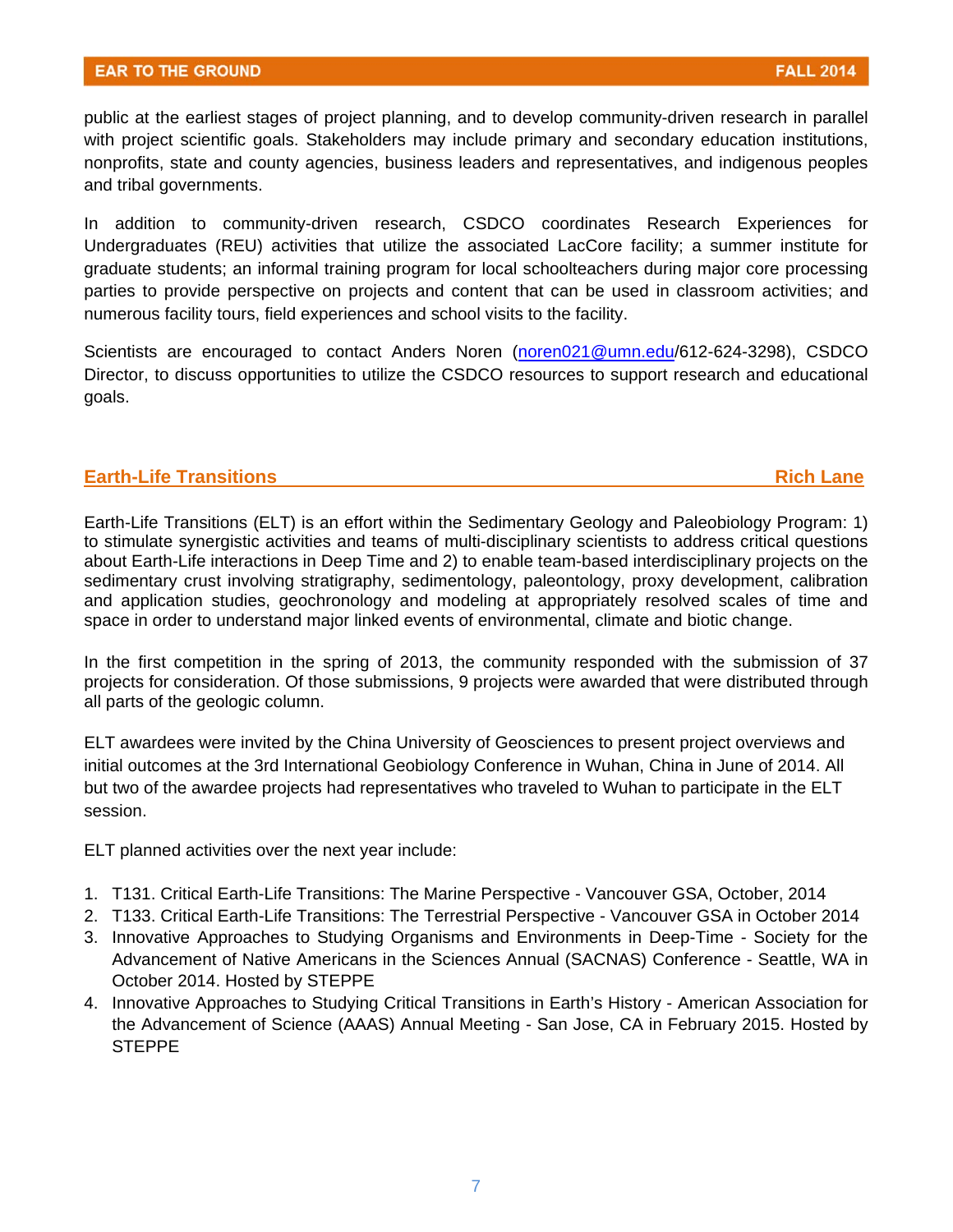public at the earliest stages of project planning, and to develop community-driven research in parallel with project scientific goals. Stakeholders may include primary and secondary education institutions, nonprofits, state and county agencies, business leaders and representatives, and indigenous peoples and tribal governments.

In addition to community-driven research, CSDCO coordinates Research Experiences for Undergraduates (REU) activities that utilize the associated LacCore facility; a summer institute for graduate students; an informal training program for local schoolteachers during major core processing parties to provide perspective on projects and content that can be used in classroom activities; and numerous facility tours, field experiences and school visits to the facility.

Scientists are encouraged to contact Anders Noren (noren021@umn.edu/612-624-3298), CSDCO Director, to discuss opportunities to utilize the CSDCO resources to support research and educational goals.

## Earth-Life Transitions — Rich Lane

Earth-Life Transitions (ELT) is an effort within the Sedimentary Geology and Paleobiology Program: 1) to stimulate synergistic activities and teams of multi-disciplinary scientists to address critical questions about Earth-Life interactions in Deep Time and 2) to enable team-based interdisciplinary projects on the sedimentary crust involving stratigraphy, sedimentology, paleontology, proxy development, calibration and application studies, geochronology and modeling at appropriately resolved scales of time and space in order to understand major linked events of environmental, climate and biotic change.

In the first competition in the spring of 2013, the community responded with the submission of 37 projects for consideration. Of those submissions, 9 projects were awarded that were distributed through all parts of the geologic column.

ELT awardees were invited by the China University of Geosciences to present project overviews and initial outcomes at the 3rd International Geobiology Conference in Wuhan, China in June of 2014. All but two of the awardee projects had representatives who traveled to Wuhan to participate in the ELT session.

ELT planned activities over the next year include:

1. T131. Critical Earth-Life Transitions: The Marine Perspective - Vancouver GSA, October, 2014
2. T133. Critical Earth-Life Transitions: The Terrestrial Perspective - Vancouver GSA in October 2014
3. Innovative Approaches to Studying Organisms and Environments in Deep-Time - Society for the Advancement of Native Americans in the Sciences Annual (SACNAS) Conference - Seattle, WA in October 2014. Hosted by STEPPE
4. Innovative Approaches to Studying Critical Transitions in Earth's History - American Association for the Advancement of Science (AAAS) Annual Meeting - San Jose, CA in February 2015. Hosted by STEPPE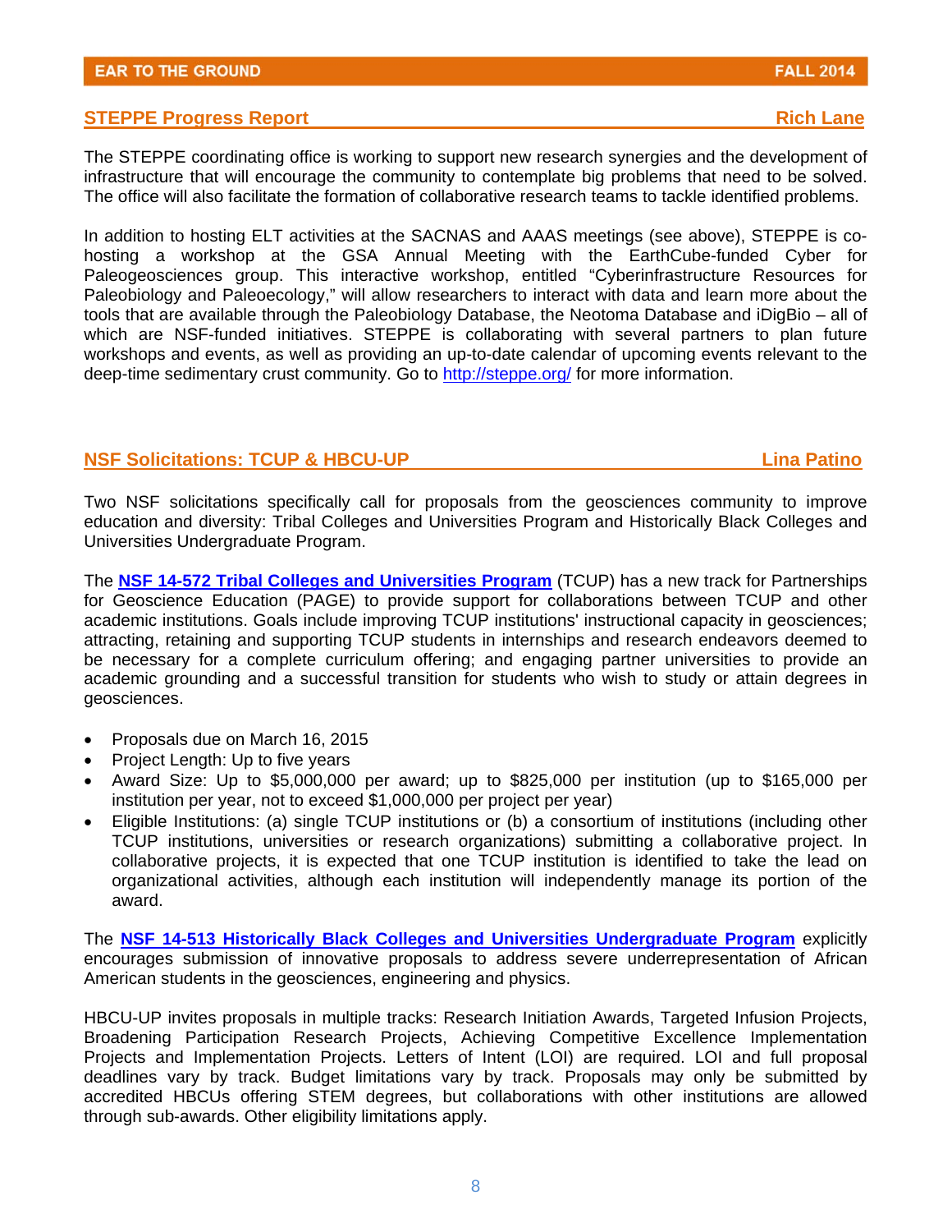## STEPPE Progress Report — Rich Lane

The STEPPE coordinating office is working to support new research synergies and the development of infrastructure that will encourage the community to contemplate big problems that need to be solved. The office will also facilitate the formation of collaborative research teams to tackle identified problems.

In addition to hosting ELT activities at the SACNAS and AAAS meetings (see above), STEPPE is co-hosting a workshop at the GSA Annual Meeting with the EarthCube-funded Cyber for Paleogeosciences group. This interactive workshop, entitled "Cyberinfrastructure Resources for Paleobiology and Paleoecology," will allow researchers to interact with data and learn more about the tools that are available through the Paleobiology Database, the Neotoma Database and iDigBio – all of which are NSF-funded initiatives. STEPPE is collaborating with several partners to plan future workshops and events, as well as providing an up-to-date calendar of upcoming events relevant to the deep-time sedimentary crust community. Go to http://steppe.org/ for more information.

## NSF Solicitations: TCUP & HBCU-UP — Lina Patino

Two NSF solicitations specifically call for proposals from the geosciences community to improve education and diversity: Tribal Colleges and Universities Program and Historically Black Colleges and Universities Undergraduate Program.

The **NSF 14-572 Tribal Colleges and Universities Program** (TCUP) has a new track for Partnerships for Geoscience Education (PAGE) to provide support for collaborations between TCUP and other academic institutions. Goals include improving TCUP institutions' instructional capacity in geosciences; attracting, retaining and supporting TCUP students in internships and research endeavors deemed to be necessary for a complete curriculum offering; and engaging partner universities to provide an academic grounding and a successful transition for students who wish to study or attain degrees in geosciences.

- Proposals due on March 16, 2015
- Project Length: Up to five years
- Award Size: Up to $5,000,000 per award; up to $825,000 per institution (up to $165,000 per institution per year, not to exceed $1,000,000 per project per year)
- Eligible Institutions: (a) single TCUP institutions or (b) a consortium of institutions (including other TCUP institutions, universities or research organizations) submitting a collaborative project. In collaborative projects, it is expected that one TCUP institution is identified to take the lead on organizational activities, although each institution will independently manage its portion of the award.

The **NSF 14-513 Historically Black Colleges and Universities Undergraduate Program** explicitly encourages submission of innovative proposals to address severe underrepresentation of African American students in the geosciences, engineering and physics.

HBCU-UP invites proposals in multiple tracks: Research Initiation Awards, Targeted Infusion Projects, Broadening Participation Research Projects, Achieving Competitive Excellence Implementation Projects and Implementation Projects. Letters of Intent (LOI) are required. LOI and full proposal deadlines vary by track. Budget limitations vary by track. Proposals may only be submitted by accredited HBCUs offering STEM degrees, but collaborations with other institutions are allowed through sub-awards. Other eligibility limitations apply.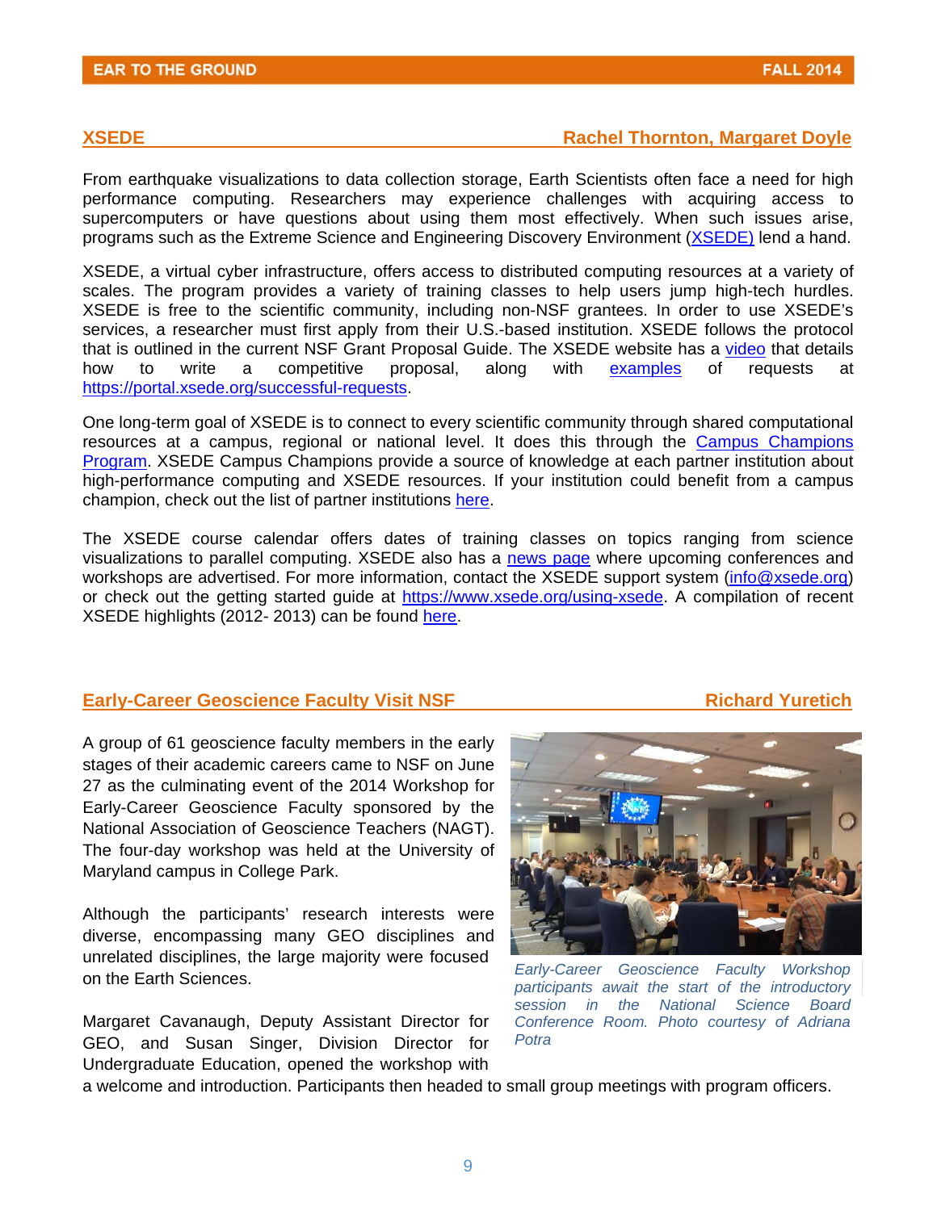## XSEDE — Rachel Thornton, Margaret Doyle

From earthquake visualizations to data collection storage, Earth Scientists often face a need for high performance computing. Researchers may experience challenges with acquiring access to supercomputers or have questions about using them most effectively. When such issues arise, programs such as the Extreme Science and Engineering Discovery Environment (XSEDE) lend a hand.

XSEDE, a virtual cyber infrastructure, offers access to distributed computing resources at a variety of scales. The program provides a variety of training classes to help users jump high-tech hurdles. XSEDE is free to the scientific community, including non-NSF grantees. In order to use XSEDE's services, a researcher must first apply from their U.S.-based institution. XSEDE follows the protocol that is outlined in the current NSF Grant Proposal Guide. The XSEDE website has a video that details how to write a competitive proposal, along with examples of requests at https://portal.xsede.org/successful-requests.

One long-term goal of XSEDE is to connect to every scientific community through shared computational resources at a campus, regional or national level. It does this through the Campus Champions Program. XSEDE Campus Champions provide a source of knowledge at each partner institution about high-performance computing and XSEDE resources. If your institution could benefit from a campus champion, check out the list of partner institutions here.

The XSEDE course calendar offers dates of training classes on topics ranging from science visualizations to parallel computing. XSEDE also has a news page where upcoming conferences and workshops are advertised. For more information, contact the XSEDE support system (info@xsede.org) or check out the getting started guide at https://www.xsede.org/using-xsede. A compilation of recent XSEDE highlights (2012- 2013) can be found here.

## Early-Career Geoscience Faculty Visit NSF — Richard Yuretich

A group of 61 geoscience faculty members in the early stages of their academic careers came to NSF on June 27 as the culminating event of the 2014 Workshop for Early-Career Geoscience Faculty sponsored by the National Association of Geoscience Teachers (NAGT). The four-day workshop was held at the University of Maryland campus in College Park.

*Early-Career Geoscience Faculty Workshop participants await the start of the introductory session in the National Science Board Conference Room. Photo courtesy of Adriana Potra*

Although the participants' research interests were diverse, encompassing many GEO disciplines and unrelated disciplines, the large majority were focused on the Earth Sciences.

Margaret Cavanaugh, Deputy Assistant Director for GEO, and Susan Singer, Division Director for Undergraduate Education, opened the workshop with a welcome and introduction. Participants then headed to small group meetings with program officers.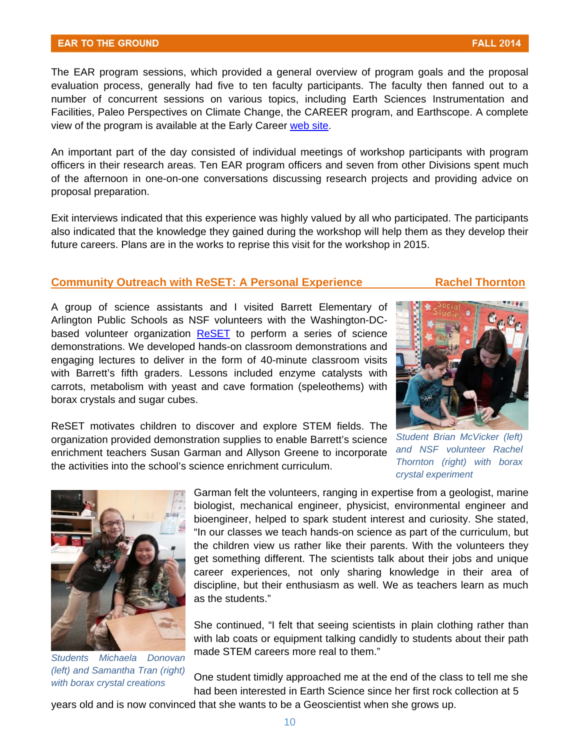The EAR program sessions, which provided a general overview of program goals and the proposal evaluation process, generally had five to ten faculty participants. The faculty then fanned out to a number of concurrent sessions on various topics, including Earth Sciences Instrumentation and Facilities, Paleo Perspectives on Climate Change, the CAREER program, and Earthscope. A complete view of the program is available at the Early Career web site.

An important part of the day consisted of individual meetings of workshop participants with program officers in their research areas. Ten EAR program officers and seven from other Divisions spent much of the afternoon in one-on-one conversations discussing research projects and providing advice on proposal preparation.

Exit interviews indicated that this experience was highly valued by all who participated. The participants also indicated that the knowledge they gained during the workshop will help them as they develop their future careers. Plans are in the works to reprise this visit for the workshop in 2015.

## Community Outreach with ReSET: A Personal Experience — Rachel Thornton

A group of science assistants and I visited Barrett Elementary of Arlington Public Schools as NSF volunteers with the Washington-DC-based volunteer organization ReSET to perform a series of science demonstrations. We developed hands-on classroom demonstrations and engaging lectures to deliver in the form of 40-minute classroom visits with Barrett's fifth graders. Lessons included enzyme catalysts with carrots, metabolism with yeast and cave formation (speleothems) with borax crystals and sugar cubes.

*Student Brian McVicker (left) and NSF volunteer Rachel Thornton (right) with borax crystal experiment*

ReSET motivates children to discover and explore STEM fields. The organization provided demonstration supplies to enable Barrett's science enrichment teachers Susan Garman and Allyson Greene to incorporate the activities into the school's science enrichment curriculum.

*Students Michaela Donovan (left) and Samantha Tran (right) with borax crystal creations*

Garman felt the volunteers, ranging in expertise from a geologist, marine biologist, mechanical engineer, physicist, environmental engineer and bioengineer, helped to spark student interest and curiosity. She stated, "In our classes we teach hands-on science as part of the curriculum, but the children view us rather like their parents. With the volunteers they get something different. The scientists talk about their jobs and unique career experiences, not only sharing knowledge in their area of discipline, but their enthusiasm as well. We as teachers learn as much as the students."

She continued, "I felt that seeing scientists in plain clothing rather than with lab coats or equipment talking candidly to students about their path made STEM careers more real to them."

One student timidly approached me at the end of the class to tell me she had been interested in Earth Science since her first rock collection at 5 years old and is now convinced that she wants to be a Geoscientist when she grows up.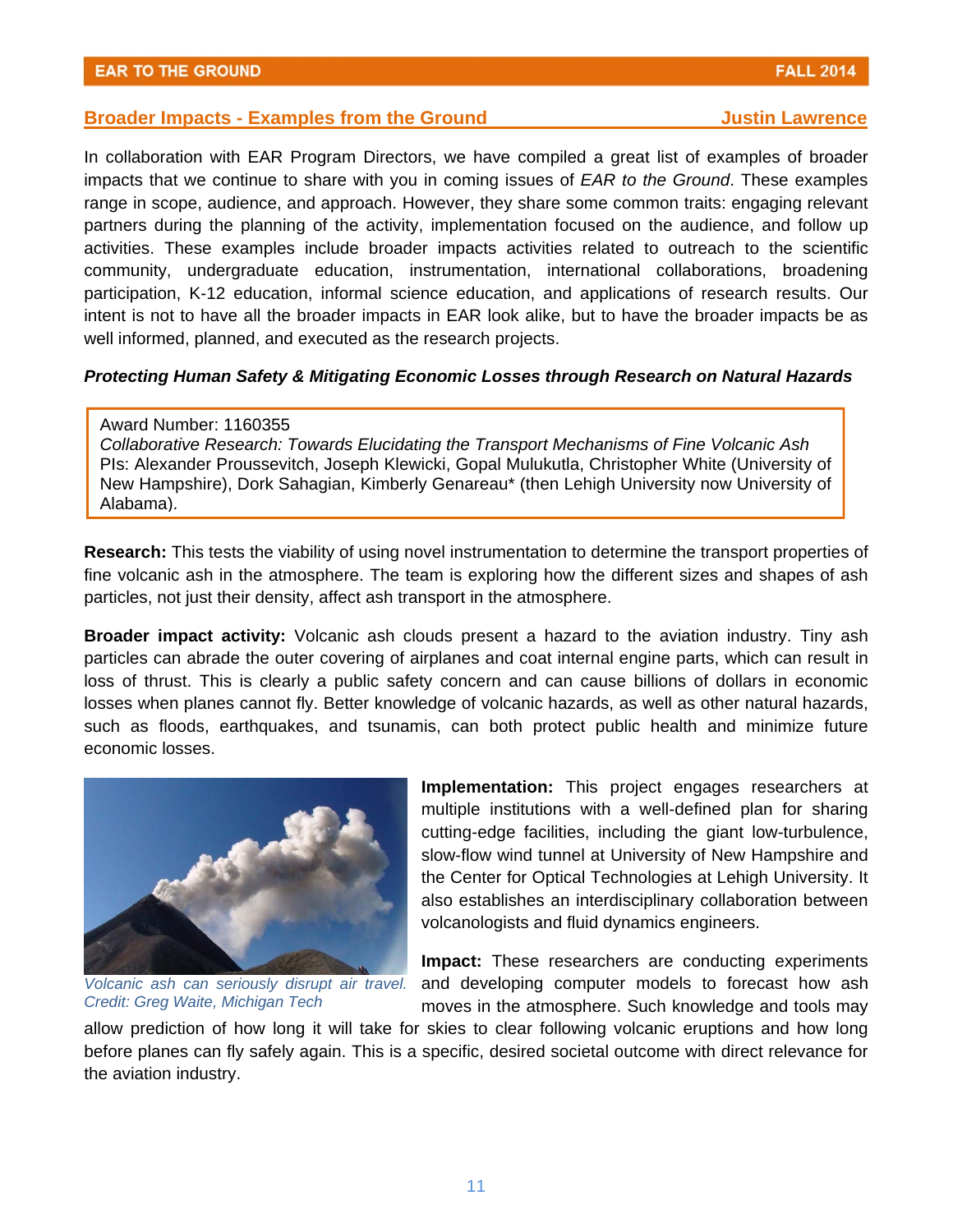## Broader Impacts - Examples from the Ground — Justin Lawrence

In collaboration with EAR Program Directors, we have compiled a great list of examples of broader impacts that we continue to share with you in coming issues of *EAR to the Ground*. These examples range in scope, audience, and approach. However, they share some common traits: engaging relevant partners during the planning of the activity, implementation focused on the audience, and follow up activities. These examples include broader impacts activities related to outreach to the scientific community, undergraduate education, instrumentation, international collaborations, broadening participation, K-12 education, informal science education, and applications of research results. Our intent is not to have all the broader impacts in EAR look alike, but to have the broader impacts be as well informed, planned, and executed as the research projects.

### *Protecting Human Safety & Mitigating Economic Losses through Research on Natural Hazards*

Award Number: 1160355
*Collaborative Research: Towards Elucidating the Transport Mechanisms of Fine Volcanic Ash*
PIs: Alexander Proussevitch, Joseph Klewicki, Gopal Mulukutla, Christopher White (University of New Hampshire), Dork Sahagian, Kimberly Genareau* (then Lehigh University now University of Alabama).

**Research:** This tests the viability of using novel instrumentation to determine the transport properties of fine volcanic ash in the atmosphere. The team is exploring how the different sizes and shapes of ash particles, not just their density, affect ash transport in the atmosphere.

**Broader impact activity:** Volcanic ash clouds present a hazard to the aviation industry. Tiny ash particles can abrade the outer covering of airplanes and coat internal engine parts, which can result in loss of thrust. This is clearly a public safety concern and can cause billions of dollars in economic losses when planes cannot fly. Better knowledge of volcanic hazards, as well as other natural hazards, such as floods, earthquakes, and tsunamis, can both protect public health and minimize future economic losses.

*Volcanic ash can seriously disrupt air travel. Credit: Greg Waite, Michigan Tech*

**Implementation:** This project engages researchers at multiple institutions with a well-defined plan for sharing cutting-edge facilities, including the giant low-turbulence, slow-flow wind tunnel at University of New Hampshire and the Center for Optical Technologies at Lehigh University. It also establishes an interdisciplinary collaboration between volcanologists and fluid dynamics engineers.

**Impact:** These researchers are conducting experiments and developing computer models to forecast how ash moves in the atmosphere. Such knowledge and tools may allow prediction of how long it will take for skies to clear following volcanic eruptions and how long before planes can fly safely again. This is a specific, desired societal outcome with direct relevance for the aviation industry.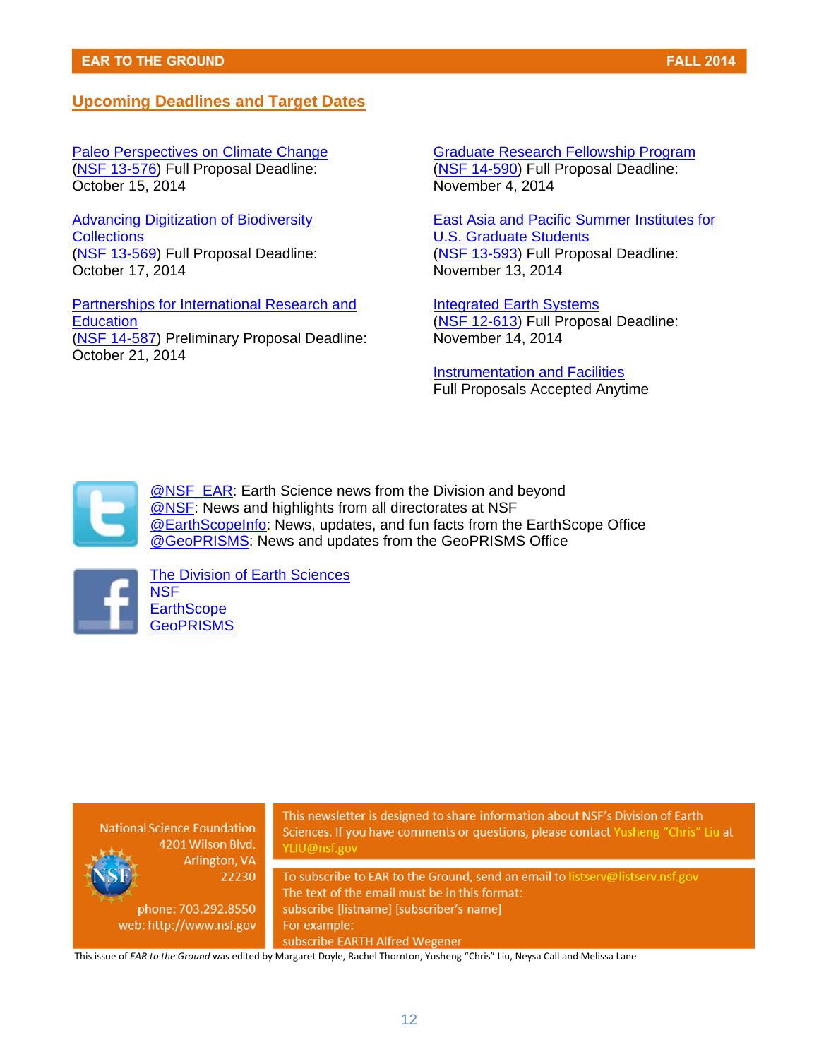## Upcoming Deadlines and Target Dates

Paleo Perspectives on Climate Change
(NSF 13-576) Full Proposal Deadline:
October 15, 2014

Advancing Digitization of Biodiversity Collections
(NSF 13-569) Full Proposal Deadline:
October 17, 2014

Partnerships for International Research and Education
(NSF 14-587) Preliminary Proposal Deadline:
October 21, 2014

Graduate Research Fellowship Program
(NSF 14-590) Full Proposal Deadline:
November 4, 2014

East Asia and Pacific Summer Institutes for U.S. Graduate Students
(NSF 13-593) Full Proposal Deadline:
November 13, 2014

Integrated Earth Systems
(NSF 12-613) Full Proposal Deadline:
November 14, 2014

Instrumentation and Facilities
Full Proposals Accepted Anytime

@NSF_EAR: Earth Science news from the Division and beyond
@NSF: News and highlights from all directorates at NSF
@EarthScopeInfo: News, updates, and fun facts from the EarthScope Office
@GeoPRISMS: News and updates from the GeoPRISMS Office

The Division of Earth Sciences
NSF
EarthScope
GeoPRISMS

National Science Foundation
4201 Wilson Blvd.
Arlington, VA
22230

phone: 703.292.8550
web: http://www.nsf.gov

This newsletter is designed to share information about NSF's Division of Earth Sciences. If you have comments or questions, please contact Yusheng "Chris" Liu at YLIU@nsf.gov

To subscribe to EAR to the Ground, send an email to listserv@listserv.nsf.gov
The text of the email must be in this format:
subscribe [listname] [subscriber's name]
For example:
subscribe EARTH Alfred Wegener

This issue of *EAR to the Ground* was edited by Margaret Doyle, Rachel Thornton, Yusheng "Chris" Liu, Neysa Call and Melissa Lane